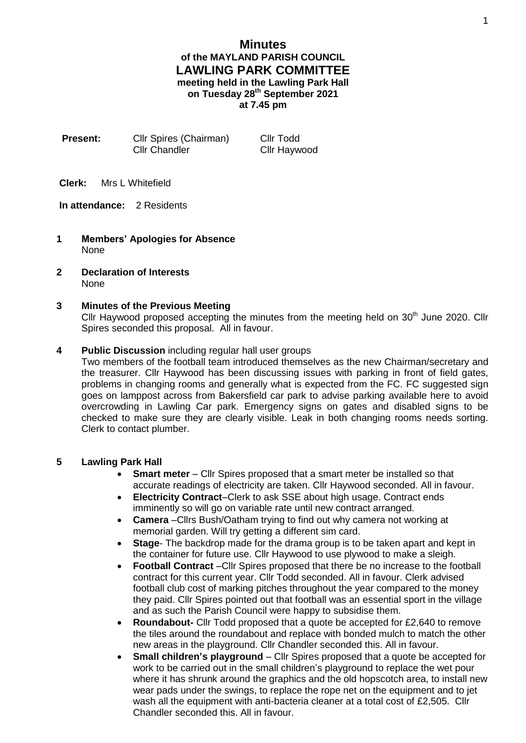# Minutes

## of the MAYLAND PARISH COUNCIL

## LAWLING PARK COMMITTEE

**meeting held in the Lawling Park Hall**
**on Tuesday 28th September 2021**
**at 7.45 pm**

| **Present:** | Cllr Spires (Chairman) | Cllr Todd |
|---|---|---|
| | Cllr Chandler | Cllr Haywood |

**Clerk:** Mrs L Whitefield

**In attendance:** 2 Residents

**1 Members' Apologies for Absence**
None

**2 Declaration of Interests**
None

**3 Minutes of the Previous Meeting**
Cllr Haywood proposed accepting the minutes from the meeting held on 30th June 2020. Cllr Spires seconded this proposal. All in favour.

**4 Public Discussion** including regular hall user groups
Two members of the football team introduced themselves as the new Chairman/secretary and the treasurer. Cllr Haywood has been discussing issues with parking in front of field gates, problems in changing rooms and generally what is expected from the FC. FC suggested sign goes on lamppost across from Bakersfield car park to advise parking available here to avoid overcrowding in Lawling Car park. Emergency signs on gates and disabled signs to be checked to make sure they are clearly visible. Leak in both changing rooms needs sorting. Clerk to contact plumber.

**5 Lawling Park Hall**

- **Smart meter** – Cllr Spires proposed that a smart meter be installed so that accurate readings of electricity are taken. Cllr Haywood seconded. All in favour.
- **Electricity Contract**–Clerk to ask SSE about high usage. Contract ends imminently so will go on variable rate until new contract arranged.
- **Camera** –Cllrs Bush/Oatham trying to find out why camera not working at memorial garden. Will try getting a different sim card.
- **Stage**- The backdrop made for the drama group is to be taken apart and kept in the container for future use. Cllr Haywood to use plywood to make a sleigh.
- **Football Contract** –Cllr Spires proposed that there be no increase to the football contract for this current year. Cllr Todd seconded. All in favour. Clerk advised football club cost of marking pitches throughout the year compared to the money they paid. Cllr Spires pointed out that football was an essential sport in the village and as such the Parish Council were happy to subsidise them.
- **Roundabout-** Cllr Todd proposed that a quote be accepted for £2,640 to remove the tiles around the roundabout and replace with bonded mulch to match the other new areas in the playground. Cllr Chandler seconded this. All in favour.
- **Small children's playground** – Cllr Spires proposed that a quote be accepted for work to be carried out in the small children's playground to replace the wet pour where it has shrunk around the graphics and the old hopscotch area, to install new wear pads under the swings, to replace the rope net on the equipment and to jet wash all the equipment with anti-bacteria cleaner at a total cost of £2,505. Cllr Chandler seconded this. All in favour.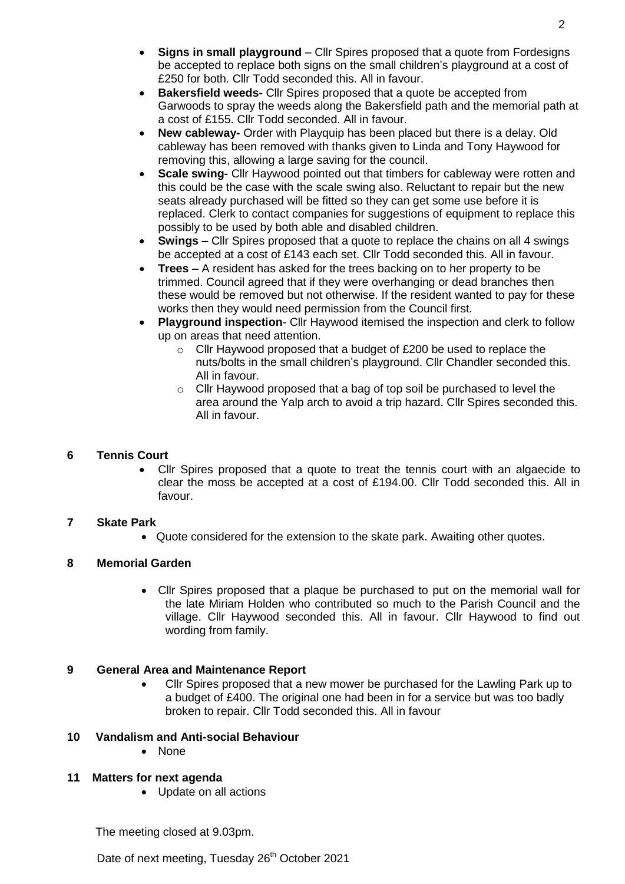- **Signs in small playground** – Cllr Spires proposed that a quote from Fordesigns be accepted to replace both signs on the small children's playground at a cost of £250 for both. Cllr Todd seconded this. All in favour.
- **Bakersfield weeds-** Cllr Spires proposed that a quote be accepted from Garwoods to spray the weeds along the Bakersfield path and the memorial path at a cost of £155. Cllr Todd seconded. All in favour.
- **New cableway-** Order with Playquip has been placed but there is a delay. Old cableway has been removed with thanks given to Linda and Tony Haywood for removing this, allowing a large saving for the council.
- **Scale swing-** Cllr Haywood pointed out that timbers for cableway were rotten and this could be the case with the scale swing also. Reluctant to repair but the new seats already purchased will be fitted so they can get some use before it is replaced. Clerk to contact companies for suggestions of equipment to replace this possibly to be used by both able and disabled children.
- **Swings –** Cllr Spires proposed that a quote to replace the chains on all 4 swings be accepted at a cost of £143 each set. Cllr Todd seconded this. All in favour.
- **Trees –** A resident has asked for the trees backing on to her property to be trimmed. Council agreed that if they were overhanging or dead branches then these would be removed but not otherwise. If the resident wanted to pay for these works then they would need permission from the Council first.
- **Playground inspection**- Cllr Haywood itemised the inspection and clerk to follow up on areas that need attention.
  - Cllr Haywood proposed that a budget of £200 be used to replace the nuts/bolts in the small children's playground. Cllr Chandler seconded this. All in favour.
  - Cllr Haywood proposed that a bag of top soil be purchased to level the area around the Yalp arch to avoid a trip hazard. Cllr Spires seconded this. All in favour.

## 6 Tennis Court

- Cllr Spires proposed that a quote to treat the tennis court with an algaecide to clear the moss be accepted at a cost of £194.00. Cllr Todd seconded this. All in favour.

## 7 Skate Park

- Quote considered for the extension to the skate park. Awaiting other quotes.

## 8 Memorial Garden

- Cllr Spires proposed that a plaque be purchased to put on the memorial wall for the late Miriam Holden who contributed so much to the Parish Council and the village. Cllr Haywood seconded this. All in favour. Cllr Haywood to find out wording from family.

## 9 General Area and Maintenance Report

- Cllr Spires proposed that a new mower be purchased for the Lawling Park up to a budget of £400. The original one had been in for a service but was too badly broken to repair. Cllr Todd seconded this. All in favour

## 10 Vandalism and Anti-social Behaviour

- None

## 11 Matters for next agenda

- Update on all actions

The meeting closed at 9.03pm.

Date of next meeting, Tuesday 26th October 2021